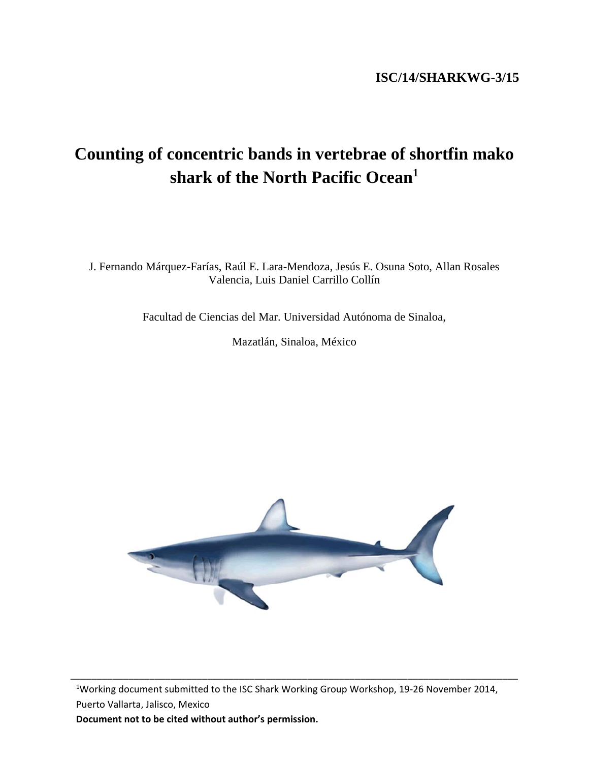**ISC/14/SHARKWG-3/15**

# Counting of concentric bands in vertebrae of shortfin mako shark of the North Pacific Ocean[1]

J. Fernando Márquez-Farías, Raúl E. Lara-Mendoza, Jesús E. Osuna Soto, Allan Rosales Valencia, Luis Daniel Carrillo Collín

Facultad de Ciencias del Mar. Universidad Autónoma de Sinaloa,

Mazatlán, Sinaloa, México

---

[1]Working document submitted to the ISC Shark Working Group Workshop, 19-26 November 2014, Puerto Vallarta, Jalisco, Mexico

**Document not to be cited without author's permission.**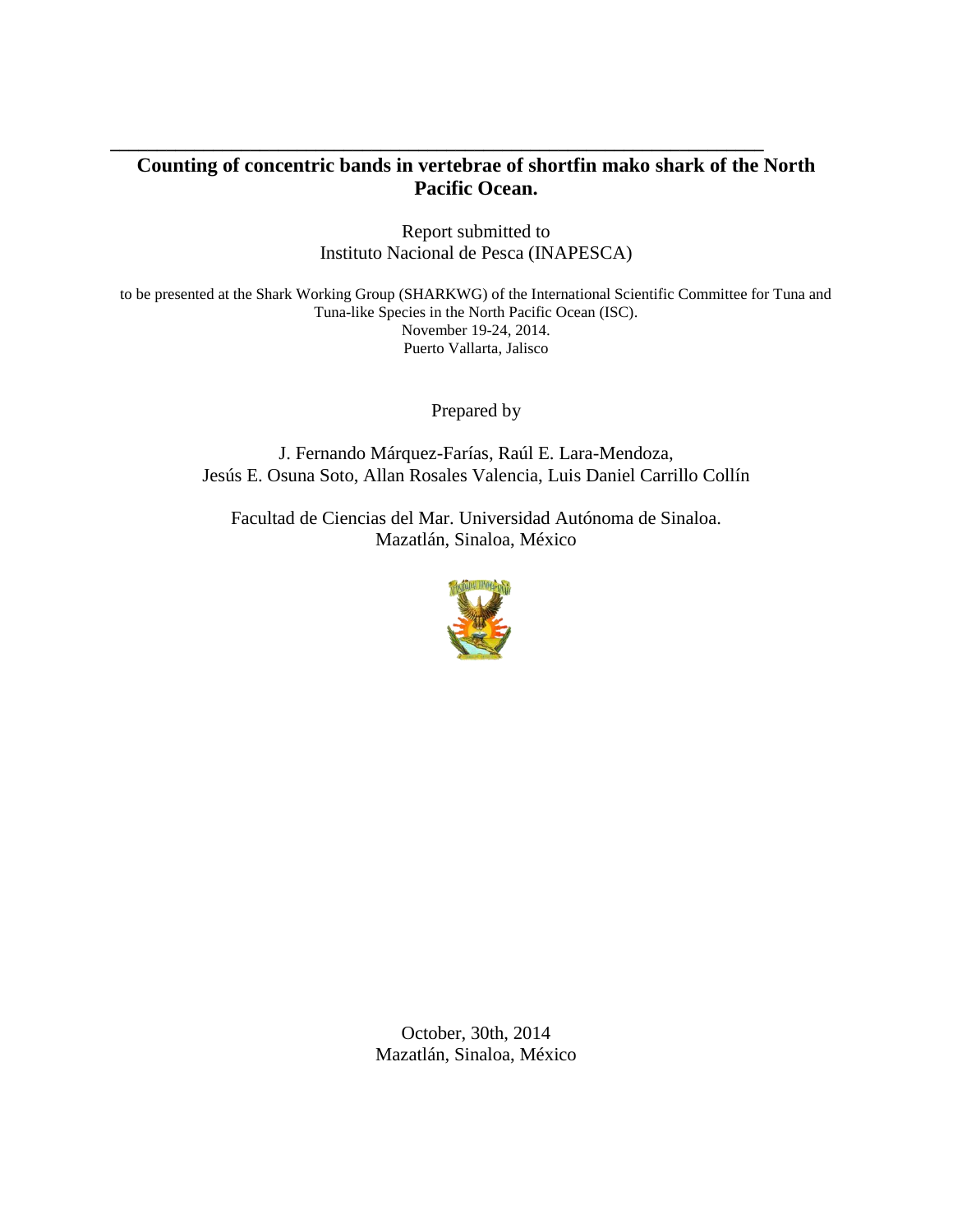# Counting of concentric bands in vertebrae of shortfin mako shark of the North Pacific Ocean.

Report submitted to
Instituto Nacional de Pesca (INAPESCA)

to be presented at the Shark Working Group (SHARKWG) of the International Scientific Committee for Tuna and Tuna-like Species in the North Pacific Ocean (ISC).
November 19-24, 2014.
Puerto Vallarta, Jalisco

Prepared by

J. Fernando Márquez-Farías, Raúl E. Lara-Mendoza,
Jesús E. Osuna Soto, Allan Rosales Valencia, Luis Daniel Carrillo Collín

Facultad de Ciencias del Mar. Universidad Autónoma de Sinaloa.
Mazatlán, Sinaloa, México

October, 30th, 2014
Mazatlán, Sinaloa, México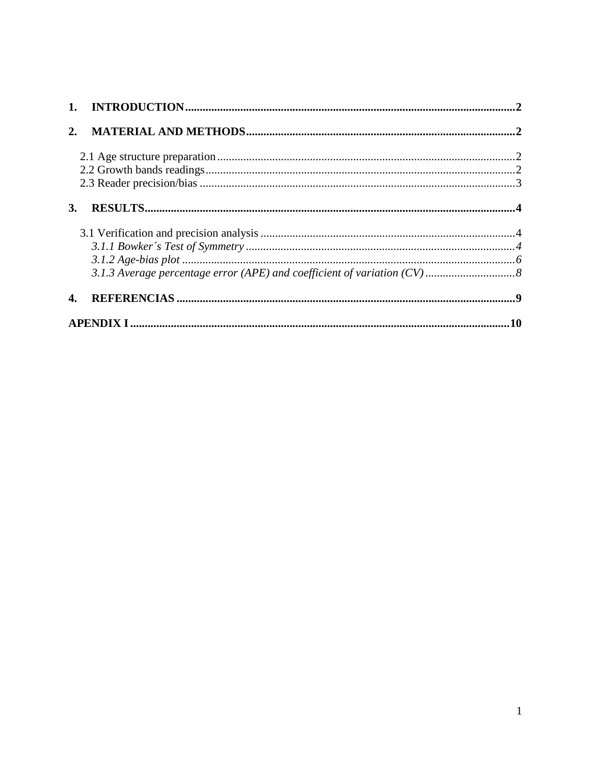1. **INTRODUCTION** .......... **2**

2. **MATERIAL AND METHODS** .......... **2**

   2.1 Age structure preparation .......... 2
   2.2 Growth bands readings .......... 2
   2.3 Reader precision/bias .......... 3

3. **RESULTS** .......... **4**

   3.1 Verification and precision analysis .......... 4
   *3.1.1 Bowker´s Test of Symmetry* .......... *4*
   *3.1.2 Age-bias plot* .......... *6*
   *3.1.3 Average percentage error (APE) and coefficient of variation (CV)* .......... *8*

4. **REFERENCIAS** .......... **9**

**APENDIX I** .......... **10**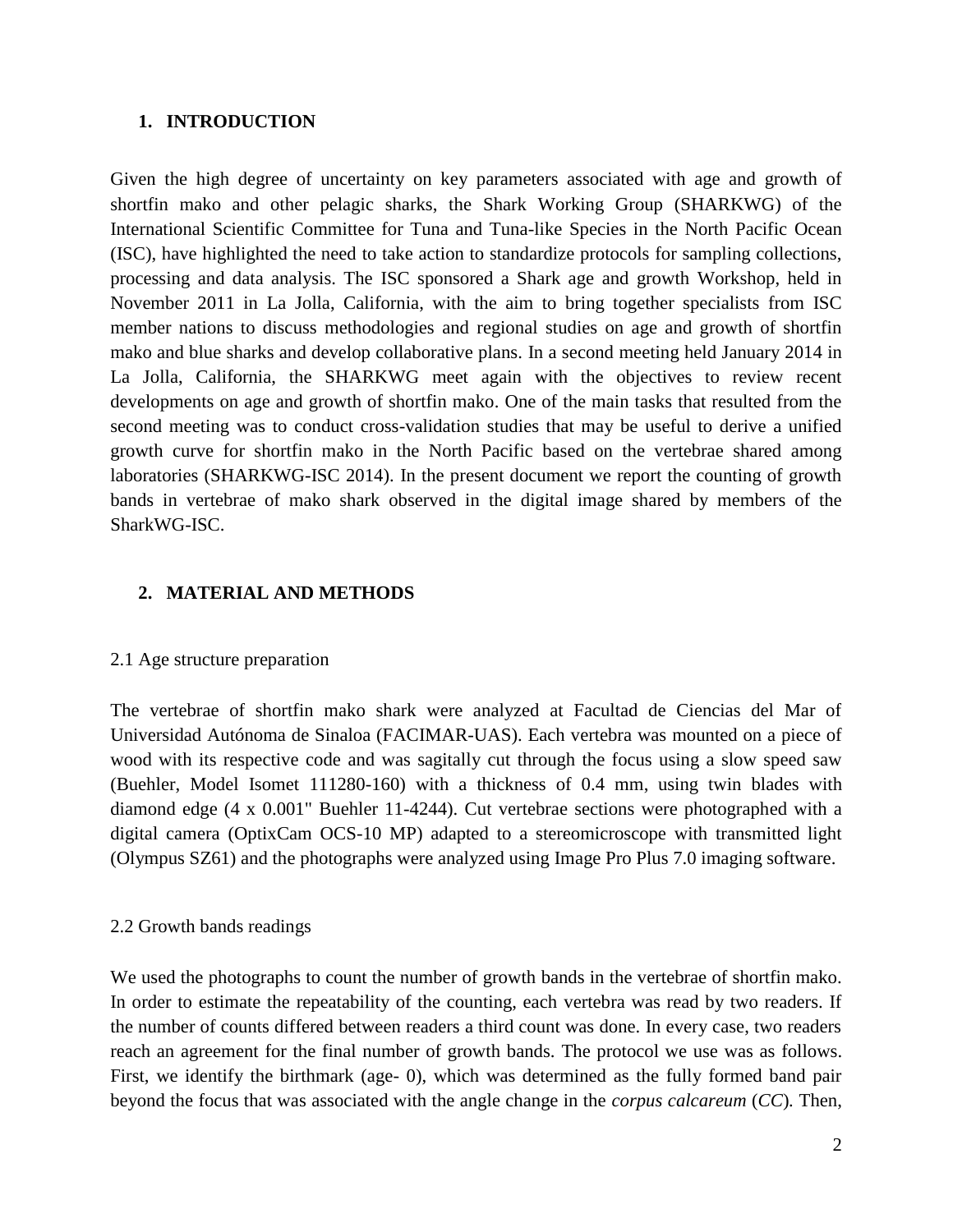## 1. INTRODUCTION

Given the high degree of uncertainty on key parameters associated with age and growth of shortfin mako and other pelagic sharks, the Shark Working Group (SHARKWG) of the International Scientific Committee for Tuna and Tuna-like Species in the North Pacific Ocean (ISC), have highlighted the need to take action to standardize protocols for sampling collections, processing and data analysis. The ISC sponsored a Shark age and growth Workshop, held in November 2011 in La Jolla, California, with the aim to bring together specialists from ISC member nations to discuss methodologies and regional studies on age and growth of shortfin mako and blue sharks and develop collaborative plans. In a second meeting held January 2014 in La Jolla, California, the SHARKWG meet again with the objectives to review recent developments on age and growth of shortfin mako. One of the main tasks that resulted from the second meeting was to conduct cross-validation studies that may be useful to derive a unified growth curve for shortfin mako in the North Pacific based on the vertebrae shared among laboratories (SHARKWG-ISC 2014). In the present document we report the counting of growth bands in vertebrae of mako shark observed in the digital image shared by members of the SharkWG-ISC.

## 2. MATERIAL AND METHODS

### 2.1 Age structure preparation

The vertebrae of shortfin mako shark were analyzed at Facultad de Ciencias del Mar of Universidad Autónoma de Sinaloa (FACIMAR-UAS). Each vertebra was mounted on a piece of wood with its respective code and was sagitally cut through the focus using a slow speed saw (Buehler, Model Isomet 111280-160) with a thickness of 0.4 mm, using twin blades with diamond edge (4 x 0.001" Buehler 11-4244). Cut vertebrae sections were photographed with a digital camera (OptixCam OCS-10 MP) adapted to a stereomicroscope with transmitted light (Olympus SZ61) and the photographs were analyzed using Image Pro Plus 7.0 imaging software.

### 2.2 Growth bands readings

We used the photographs to count the number of growth bands in the vertebrae of shortfin mako. In order to estimate the repeatability of the counting, each vertebra was read by two readers. If the number of counts differed between readers a third count was done. In every case, two readers reach an agreement for the final number of growth bands. The protocol we use was as follows. First, we identify the birthmark (age- 0), which was determined as the fully formed band pair beyond the focus that was associated with the angle change in the *corpus calcareum* (*CC*). Then,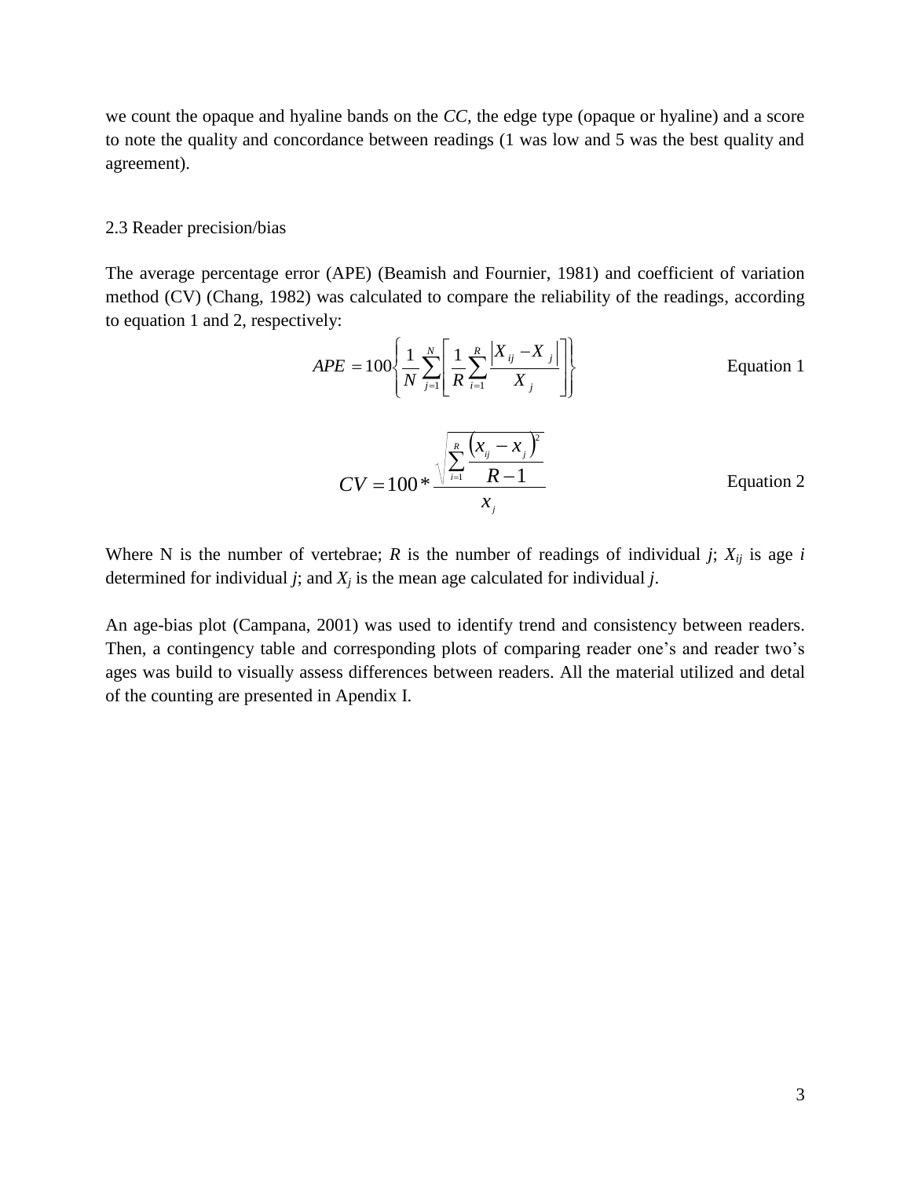we count the opaque and hyaline bands on the *CC*, the edge type (opaque or hyaline) and a score to note the quality and concordance between readings (1 was low and 5 was the best quality and agreement).

## 2.3 Reader precision/bias

The average percentage error (APE) (Beamish and Fournier, 1981) and coefficient of variation method (CV) (Chang, 1982) was calculated to compare the reliability of the readings, according to equation 1 and 2, respectively:

$$APE = 100\left\{\frac{1}{N}\sum_{j=1}^{N}\left[\frac{1}{R}\sum_{i=1}^{R}\frac{\left|X_{ij} - X_{j}\right|}{X_{j}}\right]\right\} \qquad \text{Equation 1}$$

$$CV = 100 * \frac{\sqrt{\sum_{i=1}^{R}\frac{\left(x_{ij} - x_{j}\right)^{2}}{R-1}}}{x_{j}} \qquad \text{Equation 2}$$

Where N is the number of vertebrae; *R* is the number of readings of individual *j*; $X_{ij}$ is age *i* determined for individual *j*; and $X_j$ is the mean age calculated for individual *j*.

An age-bias plot (Campana, 2001) was used to identify trend and consistency between readers. Then, a contingency table and corresponding plots of comparing reader one's and reader two's ages was build to visually assess differences between readers. All the material utilized and detal of the counting are presented in Apendix I.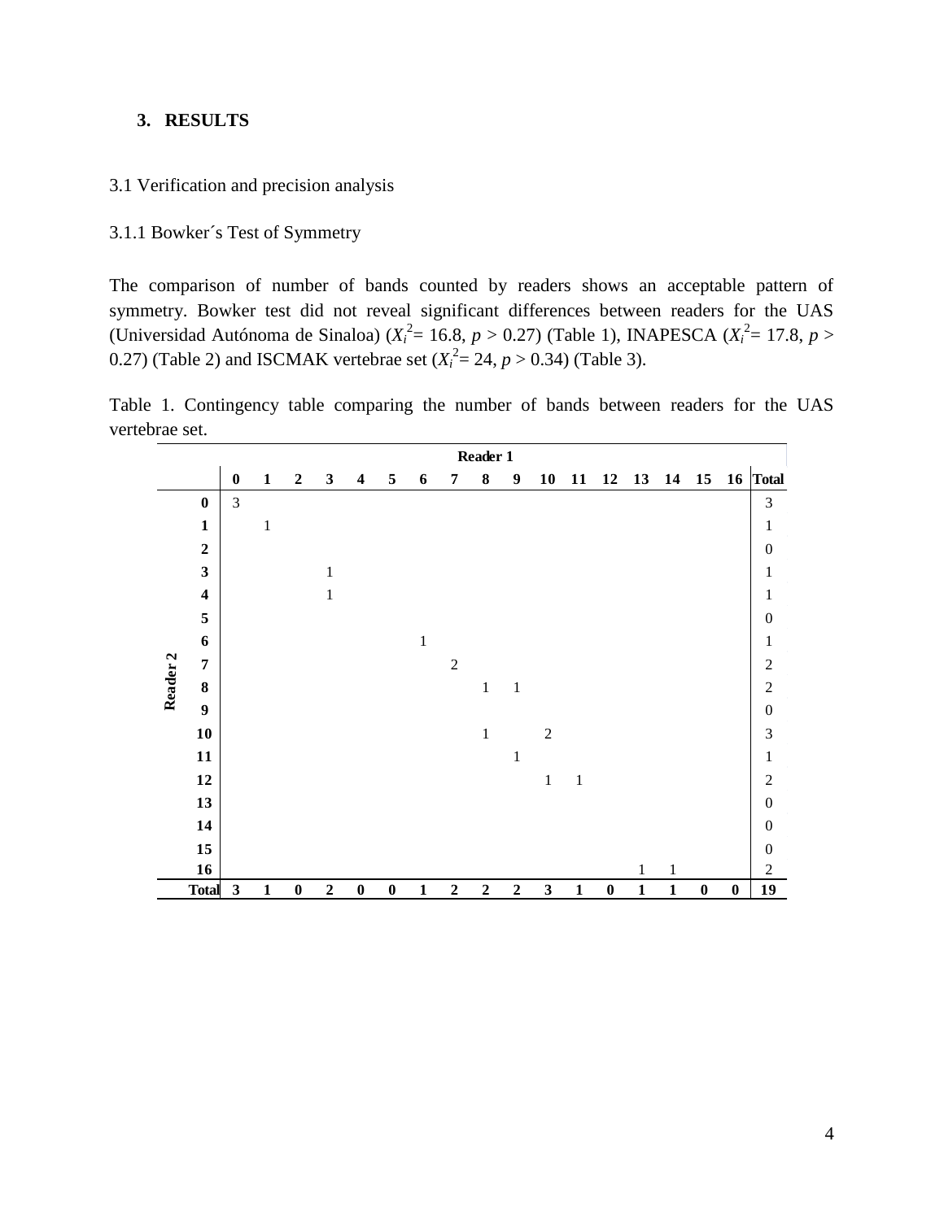## 3. RESULTS

3.1 Verification and precision analysis

3.1.1 Bowker´s Test of Symmetry

The comparison of number of bands counted by readers shows an acceptable pattern of symmetry. Bowker test did not reveal significant differences between readers for the UAS (Universidad Autónoma de Sinaloa) ($X_i^2$= 16.8, $p$ > 0.27) (Table 1), INAPESCA ($X_i^2$= 17.8, $p$ > 0.27) (Table 2) and ISCMAK vertebrae set ($X_i^2$= 24, $p$ > 0.34) (Table 3).

Table 1. Contingency table comparing the number of bands between readers for the UAS vertebrae set.

| | | Reader 1 | | | | | | | | | | | | | | | | | |
|---|---|---|---|---|---|---|---|---|---|---|---|---|---|---|---|---|---|---|---|
| | | **0** | **1** | **2** | **3** | **4** | **5** | **6** | **7** | **8** | **9** | **10** | **11** | **12** | **13** | **14** | **15** | **16** | **Total** |
| **Reader 2** | **0** | 3 | | | | | | | | | | | | | | | | | 3 |
| | **1** | | 1 | | | | | | | | | | | | | | | | 1 |
| | **2** | | | | | | | | | | | | | | | | | | 0 |
| | **3** | | | | 1 | | | | | | | | | | | | | | 1 |
| | **4** | | | | 1 | | | | | | | | | | | | | | 1 |
| | **5** | | | | | | | | | | | | | | | | | | 0 |
| | **6** | | | | | | | 1 | | | | | | | | | | | 1 |
| | **7** | | | | | | | | 2 | | | | | | | | | | 2 |
| | **8** | | | | | | | | | 1 | 1 | | | | | | | | 2 |
| | **9** | | | | | | | | | | | | | | | | | | 0 |
| | **10** | | | | | | | | | 1 | | 2 | | | | | | | 3 |
| | **11** | | | | | | | | | | 1 | | | | | | | | 1 |
| | **12** | | | | | | | | | | | 1 | 1 | | | | | | 2 |
| | **13** | | | | | | | | | | | | | | | | | | 0 |
| | **14** | | | | | | | | | | | | | | | | | | 0 |
| | **15** | | | | | | | | | | | | | | | | | | 0 |
| | **16** | | | | | | | | | | | | | | 1 | 1 | | | 2 |
| | **Total** | **3** | **1** | **0** | **2** | **0** | **0** | **1** | **2** | **2** | **2** | **3** | **1** | **0** | **1** | **1** | **0** | **0** | **19** |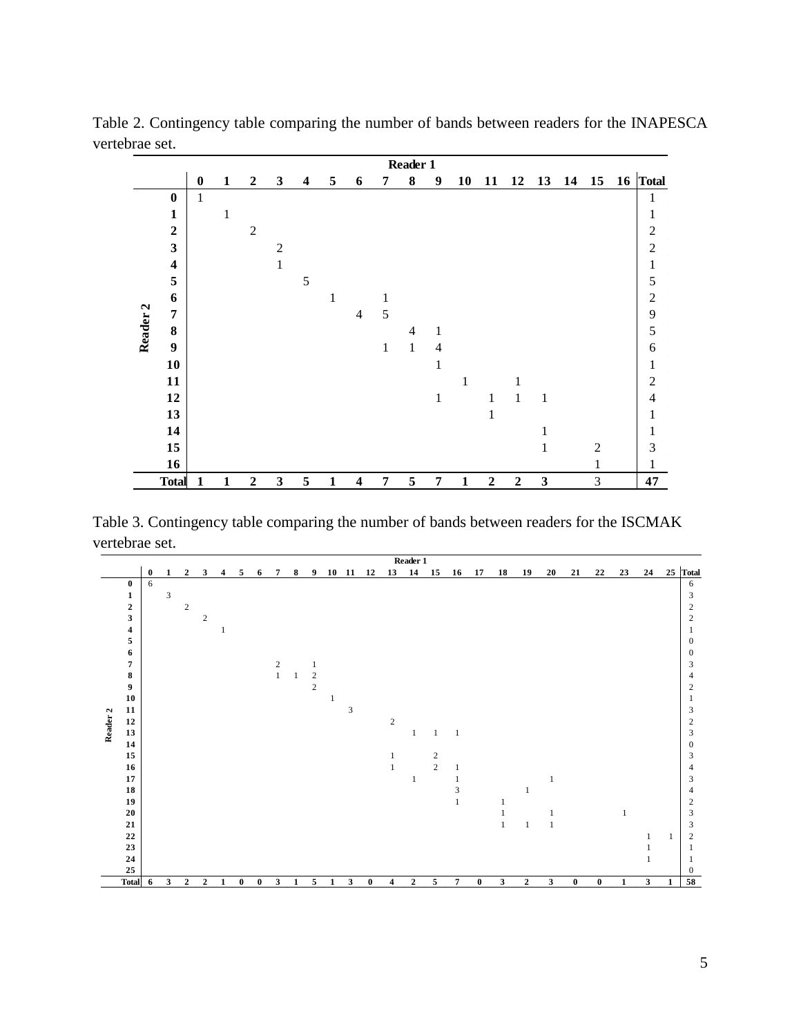Table 2. Contingency table comparing the number of bands between readers for the INAPESCA vertebrae set.

| | | Reader 1 | | | | | | | | | | | | | | | | | |
|---|---|---|---|---|---|---|---|---|---|---|---|---|---|---|---|---|---|---|---|
| | | **0** | **1** | **2** | **3** | **4** | **5** | **6** | **7** | **8** | **9** | **10** | **11** | **12** | **13** | **14** | **15** | **16** | **Total** |
| **Reader 2** | **0** | 1 | | | | | | | | | | | | | | | | | 1 |
| | **1** | | 1 | | | | | | | | | | | | | | | | 1 |
| | **2** | | | 2 | | | | | | | | | | | | | | | 2 |
| | **3** | | | | 2 | | | | | | | | | | | | | | 2 |
| | **4** | | | | 1 | | | | | | | | | | | | | | 1 |
| | **5** | | | | | 5 | | | | | | | | | | | | | 5 |
| | **6** | | | | | | 1 | | 1 | | | | | | | | | | 2 |
| | **7** | | | | | | | 4 | 5 | | | | | | | | | | 9 |
| | **8** | | | | | | | | | 4 | 1 | | | | | | | | 5 |
| | **9** | | | | | | | | 1 | 1 | 4 | | | | | | | | 6 |
| | **10** | | | | | | | | | | 1 | | | | | | | | 1 |
| | **11** | | | | | | | | | | | 1 | | 1 | | | | | 2 |
| | **12** | | | | | | | | | | 1 | | 1 | 1 | 1 | | | | 4 |
| | **13** | | | | | | | | | | | | 1 | | | | | | 1 |
| | **14** | | | | | | | | | | | | | | 1 | | | | 1 |
| | **15** | | | | | | | | | | | | | | 1 | | 2 | | 3 |
| | **16** | | | | | | | | | | | | | | | | 1 | | 1 |
| | **Total** | **1** | **1** | **2** | **3** | **5** | **1** | **4** | **7** | **5** | **7** | **1** | **2** | **2** | **3** | | 3 | | **47** |

Table 3. Contingency table comparing the number of bands between readers for the ISCMAK vertebrae set.

| | | Reader 1 | | | | | | | | | | | | | | | | | | | | | | | | | | |
|---|---|---|---|---|---|---|---|---|---|---|---|---|---|---|---|---|---|---|---|---|---|---|---|---|---|---|---|---|
| | | **0** | **1** | **2** | **3** | **4** | **5** | **6** | **7** | **8** | **9** | **10** | **11** | **12** | **13** | **14** | **15** | **16** | **17** | **18** | **19** | **20** | **21** | **22** | **23** | **24** | **25** | **Total** |
| **Reader 2** | **0** | 6 | | | | | | | | | | | | | | | | | | | | | | | | | | 6 |
| | **1** | | 3 | | | | | | | | | | | | | | | | | | | | | | | | | 3 |
| | **2** | | | 2 | | | | | | | | | | | | | | | | | | | | | | | | 2 |
| | **3** | | | | 2 | | | | | | | | | | | | | | | | | | | | | | | 2 |
| | **4** | | | | | 1 | | | | | | | | | | | | | | | | | | | | | | 1 |
| | **5** | | | | | | | | | | | | | | | | | | | | | | | | | | | 0 |
| | **6** | | | | | | | | | | | | | | | | | | | | | | | | | | | 0 |
| | **7** | | | | | | | | 2 | | 1 | | | | | | | | | | | | | | | | | 3 |
| | **8** | | | | | | | | 1 | 1 | 2 | | | | | | | | | | | | | | | | | 4 |
| | **9** | | | | | | | | | | 2 | | | | | | | | | | | | | | | | | 2 |
| | **10** | | | | | | | | | | | 1 | | | | | | | | | | | | | | | | 1 |
| | **11** | | | | | | | | | | | | 3 | | | | | | | | | | | | | | | 3 |
| | **12** | | | | | | | | | | | | | | 2 | | | | | | | | | | | | | 2 |
| | **13** | | | | | | | | | | | | | | | 1 | 1 | 1 | | | | | | | | | | 3 |
| | **14** | | | | | | | | | | | | | | | | | | | | | | | | | | | 0 |
| | **15** | | | | | | | | | | | | | | 1 | | 2 | | | | | | | | | | | 3 |
| | **16** | | | | | | | | | | | | | | 1 | | 2 | 1 | | | | | | | | | | 4 |
| | **17** | | | | | | | | | | | | | | | 1 | | 1 | | | | 1 | | | | | | 3 |
| | **18** | | | | | | | | | | | | | | | | | 3 | | | 1 | | | | | | | 4 |
| | **19** | | | | | | | | | | | | | | | | | 1 | | 1 | | | | | | | | 2 |
| | **20** | | | | | | | | | | | | | | | | | | | 1 | | 1 | | | 1 | | | 3 |
| | **21** | | | | | | | | | | | | | | | | | | | 1 | 1 | 1 | | | | | | 3 |
| | **22** | | | | | | | | | | | | | | | | | | | | | | | | | 1 | 1 | 2 |
| | **23** | | | | | | | | | | | | | | | | | | | | | | | | | 1 | | 1 |
| | **24** | | | | | | | | | | | | | | | | | | | | | | | | | 1 | | 1 |
| | **25** | | | | | | | | | | | | | | | | | | | | | | | | | | | 0 |
| | **Total** | **6** | **3** | **2** | **2** | **1** | **0** | **0** | **3** | **1** | **5** | **1** | **3** | **0** | **4** | **2** | **5** | **7** | **0** | **3** | **2** | **3** | **0** | **0** | **1** | **3** | **1** | **58** |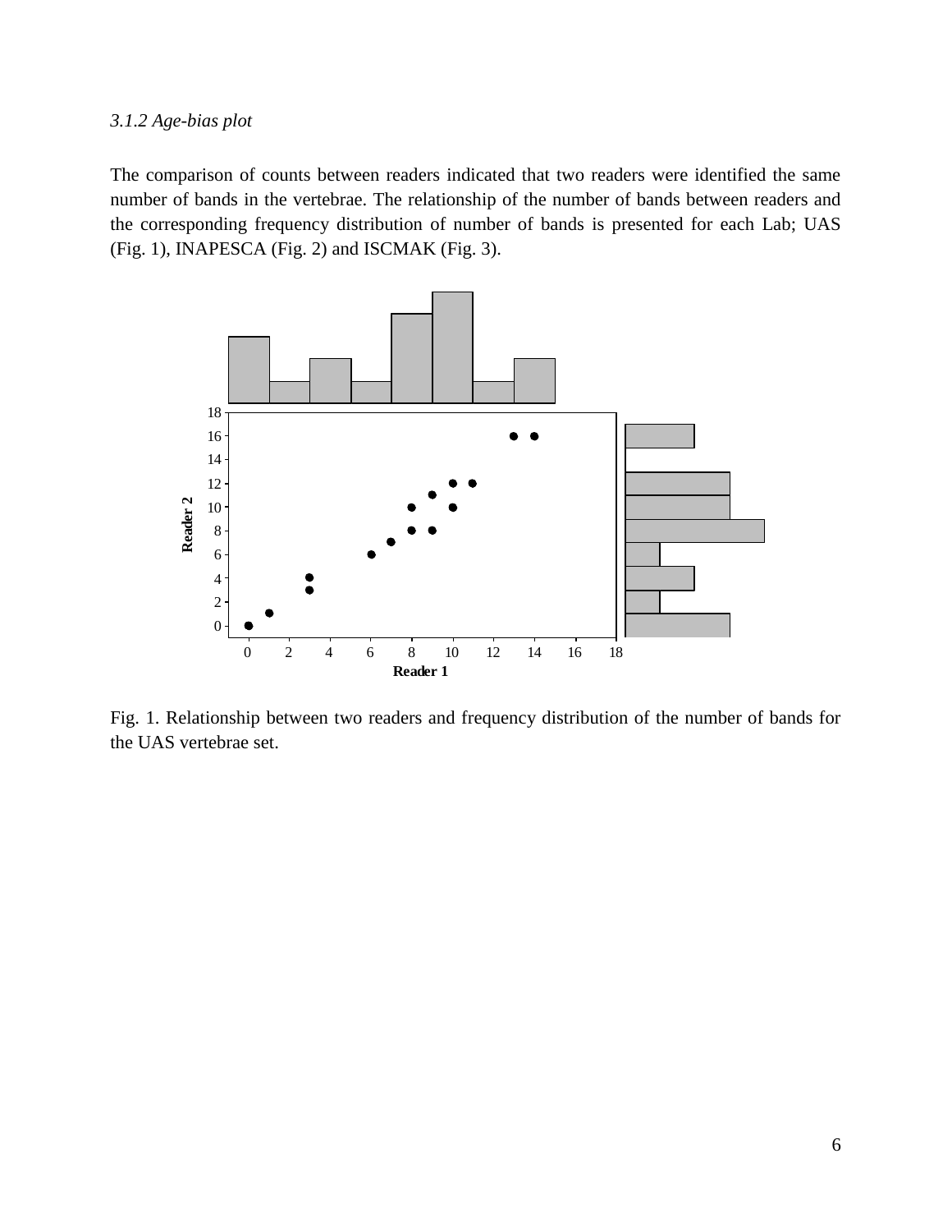*3.1.2 Age-bias plot*

The comparison of counts between readers indicated that two readers were identified the same number of bands in the vertebrae. The relationship of the number of bands between readers and the corresponding frequency distribution of number of bands is presented for each Lab; UAS (Fig. 1), INAPESCA (Fig. 2) and ISCMAK (Fig. 3).

Fig. 1. Relationship between two readers and frequency distribution of the number of bands for the UAS vertebrae set.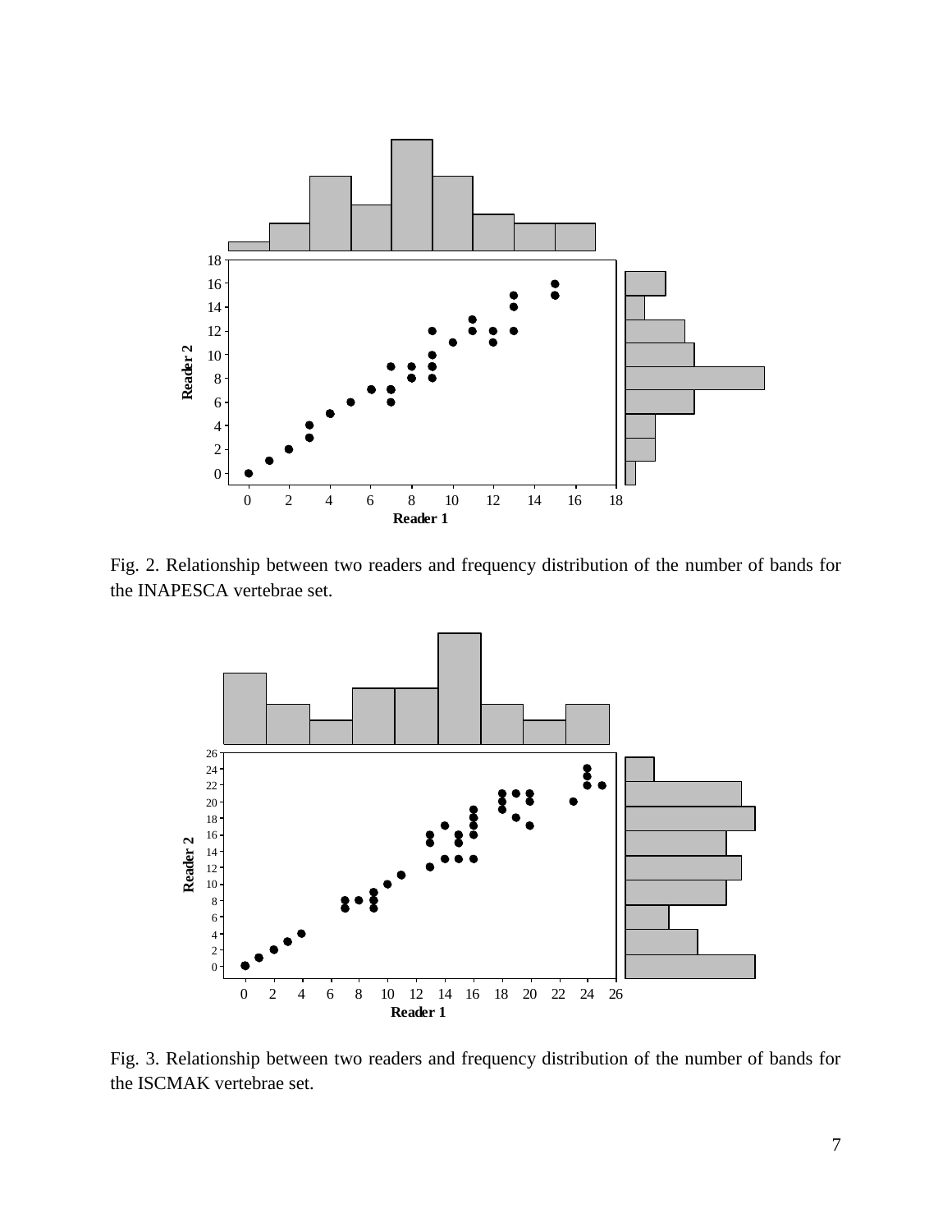Fig. 2. Relationship between two readers and frequency distribution of the number of bands for the INAPESCA vertebrae set.

Fig. 3. Relationship between two readers and frequency distribution of the number of bands for the ISCMAK vertebrae set.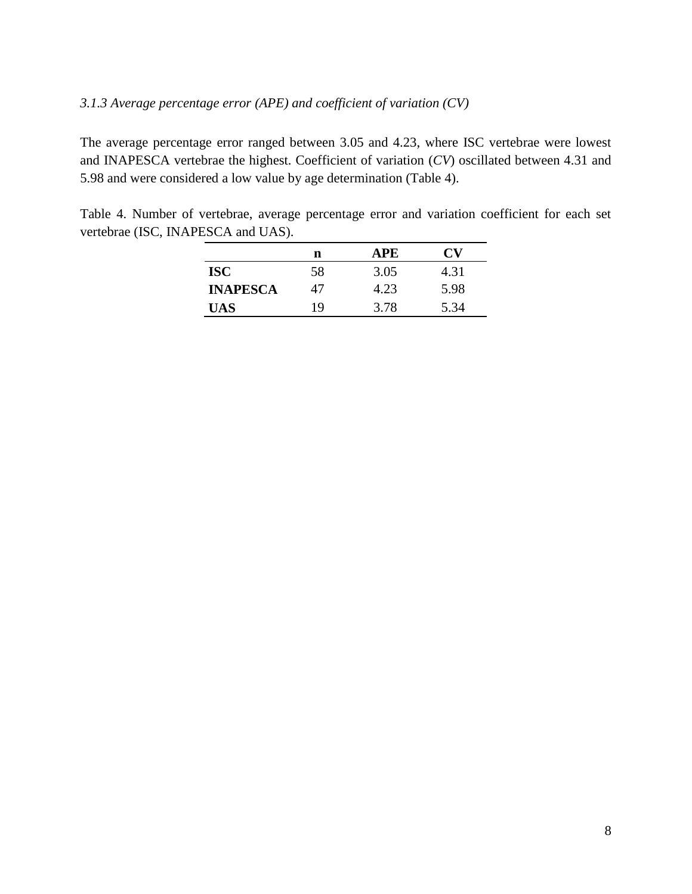### *3.1.3 Average percentage error (APE) and coefficient of variation (CV)*

The average percentage error ranged between 3.05 and 4.23, where ISC vertebrae were lowest and INAPESCA vertebrae the highest. Coefficient of variation (*CV*) oscillated between 4.31 and 5.98 and were considered a low value by age determination (Table 4).

Table 4. Number of vertebrae, average percentage error and variation coefficient for each set vertebrae (ISC, INAPESCA and UAS).

| | n | APE | CV |
|---|---|---|---|
| **ISC** | 58 | 3.05 | 4.31 |
| **INAPESCA** | 47 | 4.23 | 5.98 |
| **UAS** | 19 | 3.78 | 5.34 |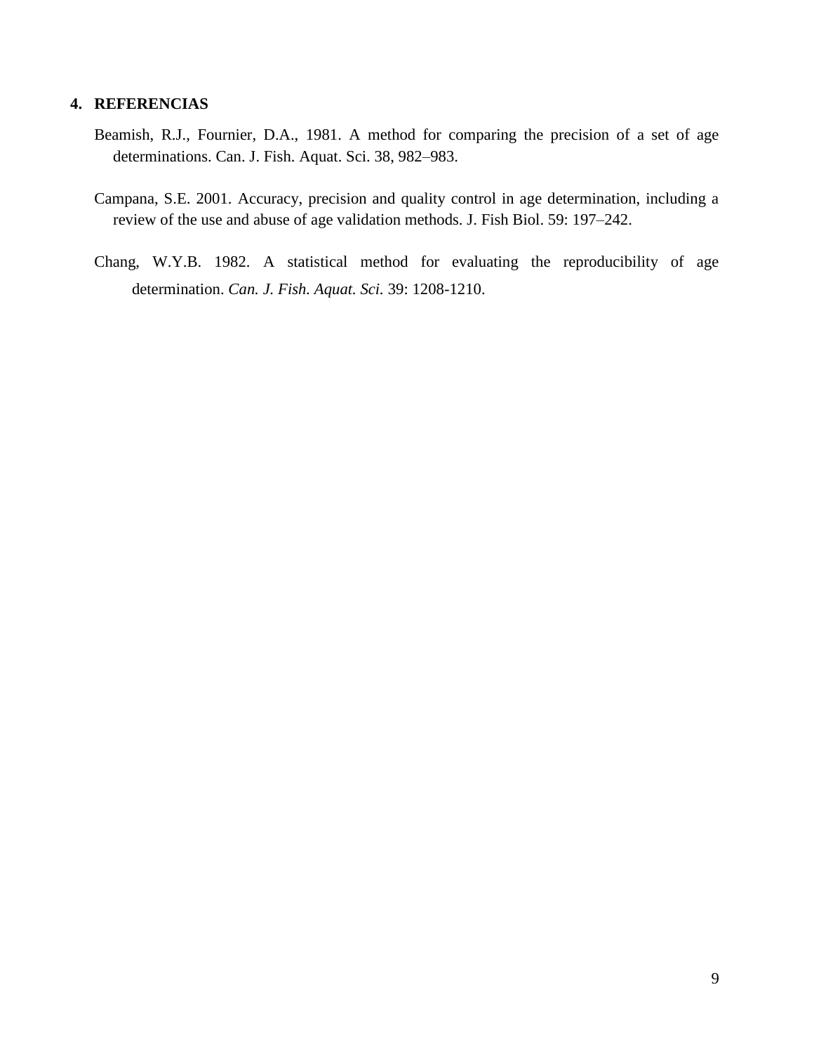## 4. REFERENCIAS

Beamish, R.J., Fournier, D.A., 1981. A method for comparing the precision of a set of age determinations. Can. J. Fish. Aquat. Sci. 38, 982–983.

Campana, S.E. 2001. Accuracy, precision and quality control in age determination, including a review of the use and abuse of age validation methods. J. Fish Biol. 59: 197–242.

Chang, W.Y.B. 1982. A statistical method for evaluating the reproducibility of age determination. *Can. J. Fish. Aquat. Sci.* 39: 1208-1210.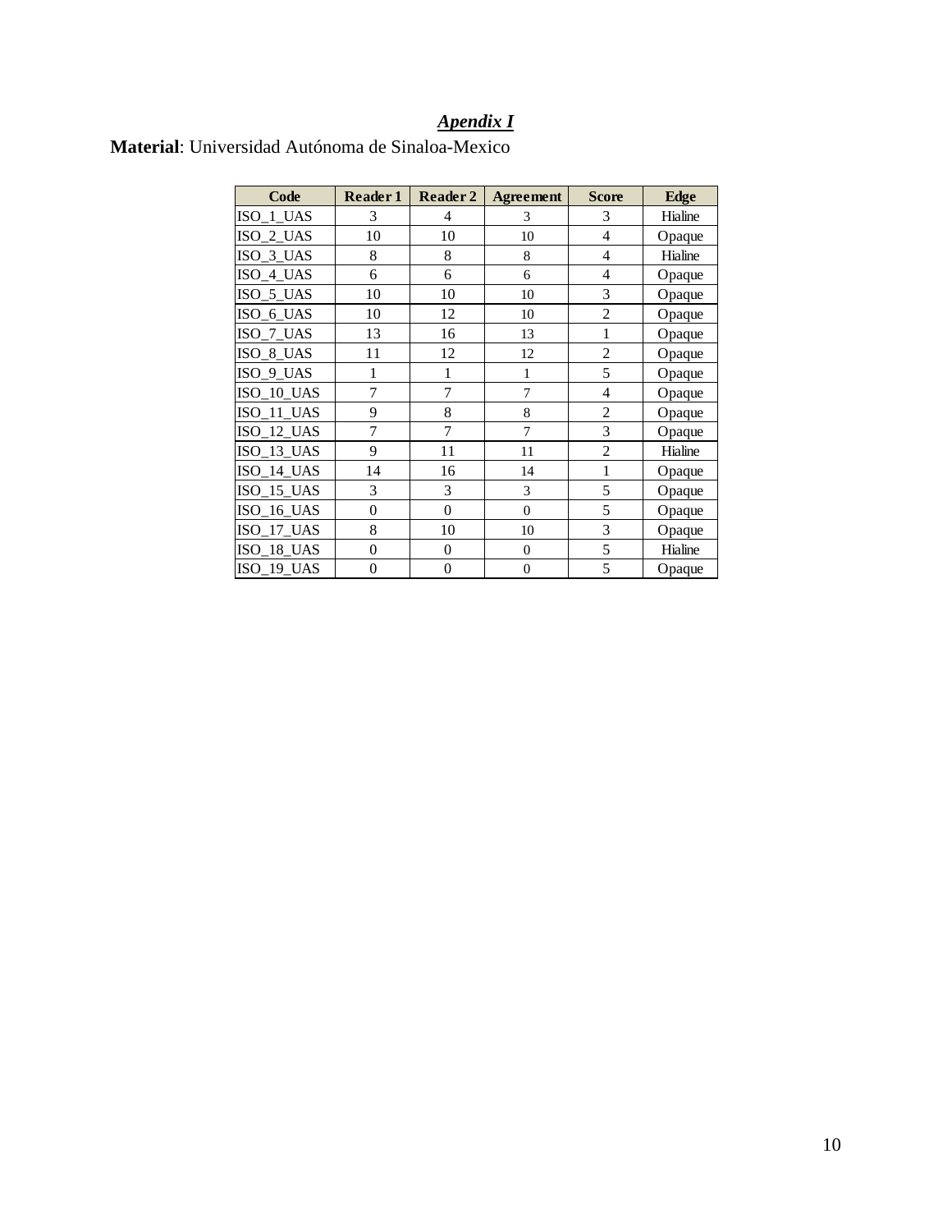***Apendix I***

**Material**: Universidad Autónoma de Sinaloa-Mexico

| Code | Reader 1 | Reader 2 | Agreement | Score | Edge |
|---|---|---|---|---|---|
| ISO_1_UAS | 3 | 4 | 3 | 3 | Hialine |
| ISO_2_UAS | 10 | 10 | 10 | 4 | Opaque |
| ISO_3_UAS | 8 | 8 | 8 | 4 | Hialine |
| ISO_4_UAS | 6 | 6 | 6 | 4 | Opaque |
| ISO_5_UAS | 10 | 10 | 10 | 3 | Opaque |
| ISO_6_UAS | 10 | 12 | 10 | 2 | Opaque |
| ISO_7_UAS | 13 | 16 | 13 | 1 | Opaque |
| ISO_8_UAS | 11 | 12 | 12 | 2 | Opaque |
| ISO_9_UAS | 1 | 1 | 1 | 5 | Opaque |
| ISO_10_UAS | 7 | 7 | 7 | 4 | Opaque |
| ISO_11_UAS | 9 | 8 | 8 | 2 | Opaque |
| ISO_12_UAS | 7 | 7 | 7 | 3 | Opaque |
| ISO_13_UAS | 9 | 11 | 11 | 2 | Hialine |
| ISO_14_UAS | 14 | 16 | 14 | 1 | Opaque |
| ISO_15_UAS | 3 | 3 | 3 | 5 | Opaque |
| ISO_16_UAS | 0 | 0 | 0 | 5 | Opaque |
| ISO_17_UAS | 8 | 10 | 10 | 3 | Opaque |
| ISO_18_UAS | 0 | 0 | 0 | 5 | Hialine |
| ISO_19_UAS | 0 | 0 | 0 | 5 | Opaque |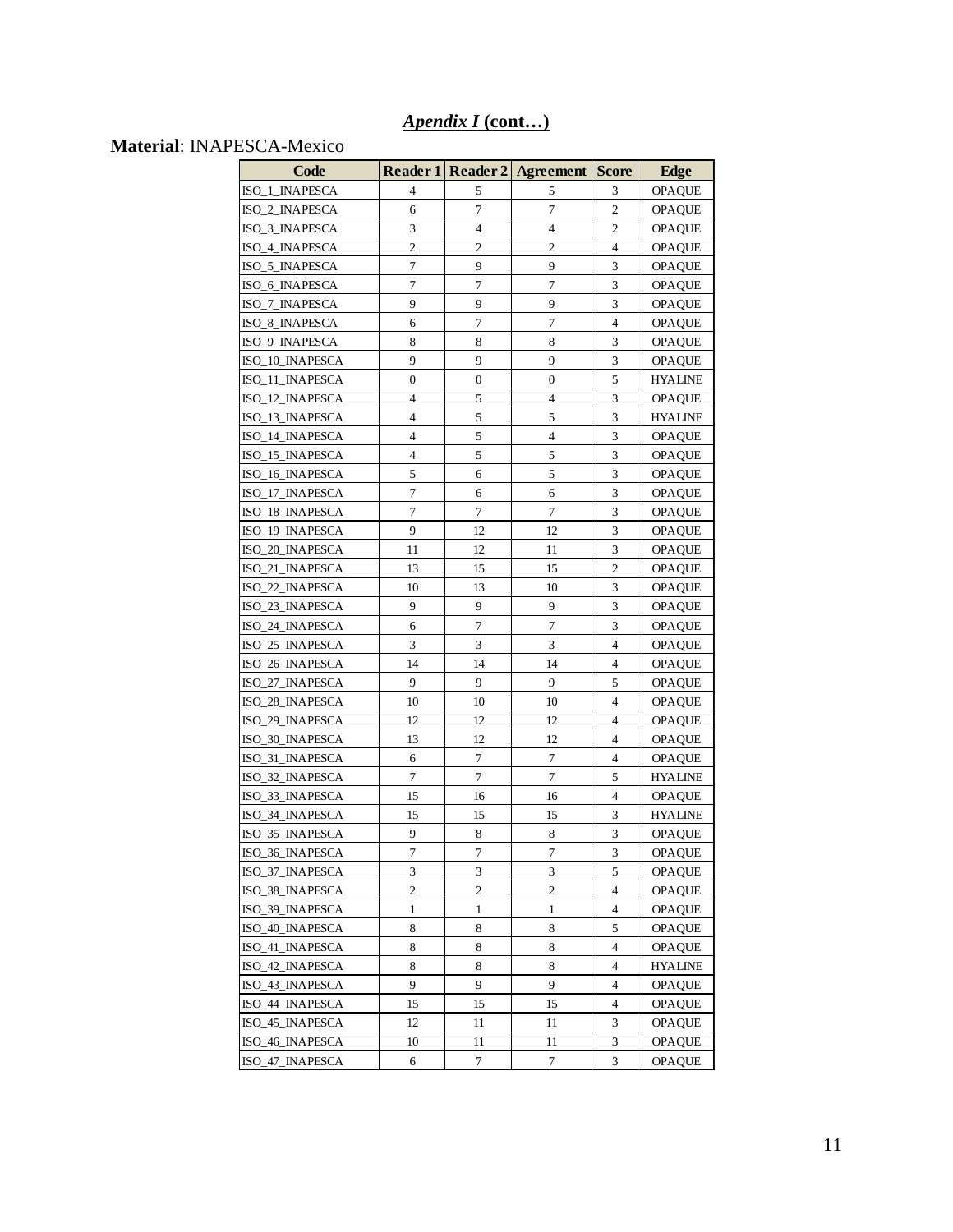## *Apendix I* (cont…)

**Material**: INAPESCA-Mexico

| Code | Reader 1 | Reader 2 | Agreement | Score | Edge |
|---|---|---|---|---|---|
| ISO_1_INAPESCA | 4 | 5 | 5 | 3 | OPAQUE |
| ISO_2_INAPESCA | 6 | 7 | 7 | 2 | OPAQUE |
| ISO_3_INAPESCA | 3 | 4 | 4 | 2 | OPAQUE |
| ISO_4_INAPESCA | 2 | 2 | 2 | 4 | OPAQUE |
| ISO_5_INAPESCA | 7 | 9 | 9 | 3 | OPAQUE |
| ISO_6_INAPESCA | 7 | 7 | 7 | 3 | OPAQUE |
| ISO_7_INAPESCA | 9 | 9 | 9 | 3 | OPAQUE |
| ISO_8_INAPESCA | 6 | 7 | 7 | 4 | OPAQUE |
| ISO_9_INAPESCA | 8 | 8 | 8 | 3 | OPAQUE |
| ISO_10_INAPESCA | 9 | 9 | 9 | 3 | OPAQUE |
| ISO_11_INAPESCA | 0 | 0 | 0 | 5 | HYALINE |
| ISO_12_INAPESCA | 4 | 5 | 4 | 3 | OPAQUE |
| ISO_13_INAPESCA | 4 | 5 | 5 | 3 | HYALINE |
| ISO_14_INAPESCA | 4 | 5 | 4 | 3 | OPAQUE |
| ISO_15_INAPESCA | 4 | 5 | 5 | 3 | OPAQUE |
| ISO_16_INAPESCA | 5 | 6 | 5 | 3 | OPAQUE |
| ISO_17_INAPESCA | 7 | 6 | 6 | 3 | OPAQUE |
| ISO_18_INAPESCA | 7 | 7 | 7 | 3 | OPAQUE |
| ISO_19_INAPESCA | 9 | 12 | 12 | 3 | OPAQUE |
| ISO_20_INAPESCA | 11 | 12 | 11 | 3 | OPAQUE |
| ISO_21_INAPESCA | 13 | 15 | 15 | 2 | OPAQUE |
| ISO_22_INAPESCA | 10 | 13 | 10 | 3 | OPAQUE |
| ISO_23_INAPESCA | 9 | 9 | 9 | 3 | OPAQUE |
| ISO_24_INAPESCA | 6 | 7 | 7 | 3 | OPAQUE |
| ISO_25_INAPESCA | 3 | 3 | 3 | 4 | OPAQUE |
| ISO_26_INAPESCA | 14 | 14 | 14 | 4 | OPAQUE |
| ISO_27_INAPESCA | 9 | 9 | 9 | 5 | OPAQUE |
| ISO_28_INAPESCA | 10 | 10 | 10 | 4 | OPAQUE |
| ISO_29_INAPESCA | 12 | 12 | 12 | 4 | OPAQUE |
| ISO_30_INAPESCA | 13 | 12 | 12 | 4 | OPAQUE |
| ISO_31_INAPESCA | 6 | 7 | 7 | 4 | OPAQUE |
| ISO_32_INAPESCA | 7 | 7 | 7 | 5 | HYALINE |
| ISO_33_INAPESCA | 15 | 16 | 16 | 4 | OPAQUE |
| ISO_34_INAPESCA | 15 | 15 | 15 | 3 | HYALINE |
| ISO_35_INAPESCA | 9 | 8 | 8 | 3 | OPAQUE |
| ISO_36_INAPESCA | 7 | 7 | 7 | 3 | OPAQUE |
| ISO_37_INAPESCA | 3 | 3 | 3 | 5 | OPAQUE |
| ISO_38_INAPESCA | 2 | 2 | 2 | 4 | OPAQUE |
| ISO_39_INAPESCA | 1 | 1 | 1 | 4 | OPAQUE |
| ISO_40_INAPESCA | 8 | 8 | 8 | 5 | OPAQUE |
| ISO_41_INAPESCA | 8 | 8 | 8 | 4 | OPAQUE |
| ISO_42_INAPESCA | 8 | 8 | 8 | 4 | HYALINE |
| ISO_43_INAPESCA | 9 | 9 | 9 | 4 | OPAQUE |
| ISO_44_INAPESCA | 15 | 15 | 15 | 4 | OPAQUE |
| ISO_45_INAPESCA | 12 | 11 | 11 | 3 | OPAQUE |
| ISO_46_INAPESCA | 10 | 11 | 11 | 3 | OPAQUE |
| ISO_47_INAPESCA | 6 | 7 | 7 | 3 | OPAQUE |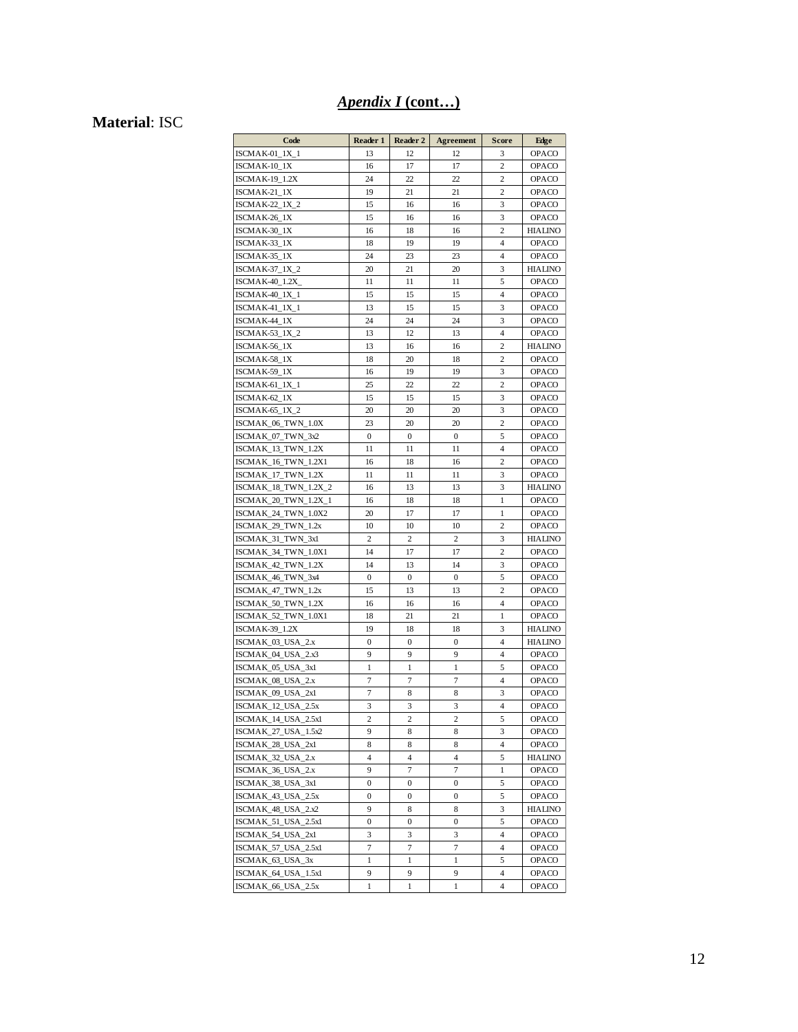# *Apendix I* (cont…)

**Material**: ISC

| Code | Reader 1 | Reader 2 | Agreement | Score | Edge |
|---|---|---|---|---|---|
| ISCMAK-01_1X_1 | 13 | 12 | 12 | 3 | OPACO |
| ISCMAK-10_1X | 16 | 17 | 17 | 2 | OPACO |
| ISCMAK-19_1.2X | 24 | 22 | 22 | 2 | OPACO |
| ISCMAK-21_1X | 19 | 21 | 21 | 2 | OPACO |
| ISCMAK-22_1X_2 | 15 | 16 | 16 | 3 | OPACO |
| ISCMAK-26_1X | 15 | 16 | 16 | 3 | OPACO |
| ISCMAK-30_1X | 16 | 18 | 16 | 2 | HIALINO |
| ISCMAK-33_1X | 18 | 19 | 19 | 4 | OPACO |
| ISCMAK-35_1X | 24 | 23 | 23 | 4 | OPACO |
| ISCMAK-37_1X_2 | 20 | 21 | 20 | 3 | HIALINO |
| ISCMAK-40_1.2X_ | 11 | 11 | 11 | 5 | OPACO |
| ISCMAK-40_1X_1 | 15 | 15 | 15 | 4 | OPACO |
| ISCMAK-41_1X_1 | 13 | 15 | 15 | 3 | OPACO |
| ISCMAK-44_1X | 24 | 24 | 24 | 3 | OPACO |
| ISCMAK-53_1X_2 | 13 | 12 | 13 | 4 | OPACO |
| ISCMAK-56_1X | 13 | 16 | 16 | 2 | HIALINO |
| ISCMAK-58_1X | 18 | 20 | 18 | 2 | OPACO |
| ISCMAK-59_1X | 16 | 19 | 19 | 3 | OPACO |
| ISCMAK-61_1X_1 | 25 | 22 | 22 | 2 | OPACO |
| ISCMAK-62_1X | 15 | 15 | 15 | 3 | OPACO |
| ISCMAK-65_1X_2 | 20 | 20 | 20 | 3 | OPACO |
| ISCMAK_06_TWN_1.0X | 23 | 20 | 20 | 2 | OPACO |
| ISCMAK_07_TWN_3x2 | 0 | 0 | 0 | 5 | OPACO |
| ISCMAK_13_TWN_1.2X | 11 | 11 | 11 | 4 | OPACO |
| ISCMAK_16_TWN_1.2X1 | 16 | 18 | 16 | 2 | OPACO |
| ISCMAK_17_TWN_1.2X | 11 | 11 | 11 | 3 | OPACO |
| ISCMAK_18_TWN_1.2X_2 | 16 | 13 | 13 | 3 | HIALINO |
| ISCMAK_20_TWN_1.2X_1 | 16 | 18 | 18 | 1 | OPACO |
| ISCMAK_24_TWN_1.0X2 | 20 | 17 | 17 | 1 | OPACO |
| ISCMAK_29_TWN_1.2x | 10 | 10 | 10 | 2 | OPACO |
| ISCMAK_31_TWN_3x1 | 2 | 2 | 2 | 3 | HIALINO |
| ISCMAK_34_TWN_1.0X1 | 14 | 17 | 17 | 2 | OPACO |
| ISCMAK_42_TWN_1.2X | 14 | 13 | 14 | 3 | OPACO |
| ISCMAK_46_TWN_3x4 | 0 | 0 | 0 | 5 | OPACO |
| ISCMAK_47_TWN_1.2x | 15 | 13 | 13 | 2 | OPACO |
| ISCMAK_50_TWN_1.2X | 16 | 16 | 16 | 4 | OPACO |
| ISCMAK_52_TWN_1.0X1 | 18 | 21 | 21 | 1 | OPACO |
| ISCMAK-39_1.2X | 19 | 18 | 18 | 3 | HIALINO |
| ISCMAK_03_USA_2.x | 0 | 0 | 0 | 4 | HIALINO |
| ISCMAK_04_USA_2.x3 | 9 | 9 | 9 | 4 | OPACO |
| ISCMAK_05_USA_3x1 | 1 | 1 | 1 | 5 | OPACO |
| ISCMAK_08_USA_2.x | 7 | 7 | 7 | 4 | OPACO |
| ISCMAK_09_USA_2x1 | 7 | 8 | 8 | 3 | OPACO |
| ISCMAK_12_USA_2.5x | 3 | 3 | 3 | 4 | OPACO |
| ISCMAK_14_USA_2.5x1 | 2 | 2 | 2 | 5 | OPACO |
| ISCMAK_27_USA_1.5x2 | 9 | 8 | 8 | 3 | OPACO |
| ISCMAK_28_USA_2x1 | 8 | 8 | 8 | 4 | OPACO |
| ISCMAK_32_USA_2.x | 4 | 4 | 4 | 5 | HIALINO |
| ISCMAK_36_USA_2.x | 9 | 7 | 7 | 1 | OPACO |
| ISCMAK_38_USA_3x1 | 0 | 0 | 0 | 5 | OPACO |
| ISCMAK_43_USA_2.5x | 0 | 0 | 0 | 5 | OPACO |
| ISCMAK_48_USA_2.x2 | 9 | 8 | 8 | 3 | HIALINO |
| ISCMAK_51_USA_2.5x1 | 0 | 0 | 0 | 5 | OPACO |
| ISCMAK_54_USA_2x1 | 3 | 3 | 3 | 4 | OPACO |
| ISCMAK_57_USA_2.5x1 | 7 | 7 | 7 | 4 | OPACO |
| ISCMAK_63_USA_3x | 1 | 1 | 1 | 5 | OPACO |
| ISCMAK_64_USA_1.5x1 | 9 | 9 | 9 | 4 | OPACO |
| ISCMAK_66_USA_2.5x | 1 | 1 | 1 | 4 | OPACO |